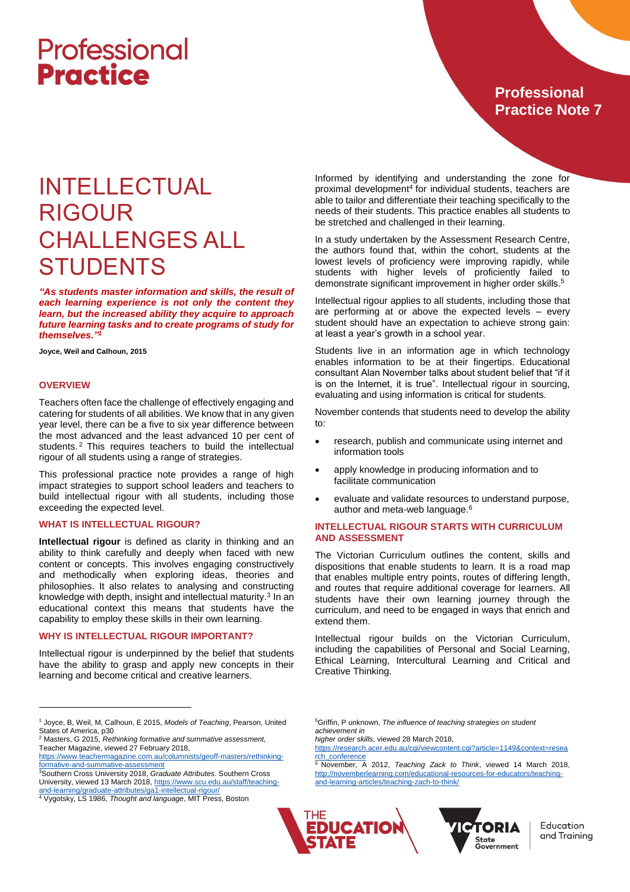# Professional Practice

## Professional Practice Note 7

# INTELLECTUAL RIGOUR CHALLENGES ALL STUDENTS

***"As students master information and skills, the result of each learning experience is not only the content they learn, but the increased ability they acquire to approach future learning tasks and to create programs of study for themselves."[1]***

**Joyce, Weil and Calhoun, 2015**

### OVERVIEW

Teachers often face the challenge of effectively engaging and catering for students of all abilities. We know that in any given year level, there can be a five to six year difference between the most advanced and the least advanced 10 per cent of students.[2] This requires teachers to build the intellectual rigour of all students using a range of strategies.

This professional practice note provides a range of high impact strategies to support school leaders and teachers to build intellectual rigour with all students, including those exceeding the expected level.

### WHAT IS INTELLECTUAL RIGOUR?

**Intellectual rigour** is defined as clarity in thinking and an ability to think carefully and deeply when faced with new content or concepts. This involves engaging constructively and methodically when exploring ideas, theories and philosophies. It also relates to analysing and constructing knowledge with depth, insight and intellectual maturity.[3] In an educational context this means that students have the capability to employ these skills in their own learning.

### WHY IS INTELLECTUAL RIGOUR IMPORTANT?

Intellectual rigour is underpinned by the belief that students have the ability to grasp and apply new concepts in their learning and become critical and creative learners.

Informed by identifying and understanding the zone for proximal development[4] for individual students, teachers are able to tailor and differentiate their teaching specifically to the needs of their students. This practice enables all students to be stretched and challenged in their learning.

In a study undertaken by the Assessment Research Centre, the authors found that, within the cohort, students at the lowest levels of proficiency were improving rapidly, while students with higher levels of proficiently failed to demonstrate significant improvement in higher order skills.[5]

Intellectual rigour applies to all students, including those that are performing at or above the expected levels – every student should have an expectation to achieve strong gain: at least a year's growth in a school year.

Students live in an information age in which technology enables information to be at their fingertips. Educational consultant Alan November talks about student belief that "if it is on the Internet, it is true". Intellectual rigour in sourcing, evaluating and using information is critical for students.

November contends that students need to develop the ability to:

- research, publish and communicate using internet and information tools
- apply knowledge in producing information and to facilitate communication
- evaluate and validate resources to understand purpose, author and meta-web language.[6]

### INTELLECTUAL RIGOUR STARTS WITH CURRICULUM AND ASSESSMENT

The Victorian Curriculum outlines the content, skills and dispositions that enable students to learn. It is a road map that enables multiple entry points, routes of differing length, and routes that require additional coverage for learners. All students have their own learning journey through the curriculum, and need to be engaged in ways that enrich and extend them.

Intellectual rigour builds on the Victorian Curriculum, including the capabilities of Personal and Social Learning, Ethical Learning, Intercultural Learning and Critical and Creative Thinking.

---

[1] Joyce, B, Weil, M, Calhoun, E 2015, *Models of Teaching*, Pearson, United States of America, p30

[2] Masters, G 2015, *Rethinking formative and summative assessment,* Teacher Magazine, viewed 27 February 2018, https://www.teachermagazine.com.au/columnists/geoff-masters/rethinking-formative-and-summative-assessment

[3] Southern Cross University 2018, *Graduate Attributes*. Southern Cross University, viewed 13 March 2018, https://www.scu.edu.au/staff/teaching-and-learning/graduate-attributes/ga1-intellectual-rigour/

[4] Vygotsky, LS 1986, *Thought and language*, MIT Press, Boston

[5] Griffin, P unknown, *The influence of teaching strategies on student achievement in higher order skills*, viewed 28 March 2018, https://research.acer.edu.au/cgi/viewcontent.cgi?article=1149&context=research_conference

[6] November, A 2012, *Teaching Zack to Think*, viewed 14 March 2018, http://novemberlearning.com/educational-resources-for-educators/teaching-and-learning-articles/teaching-zach-to-think/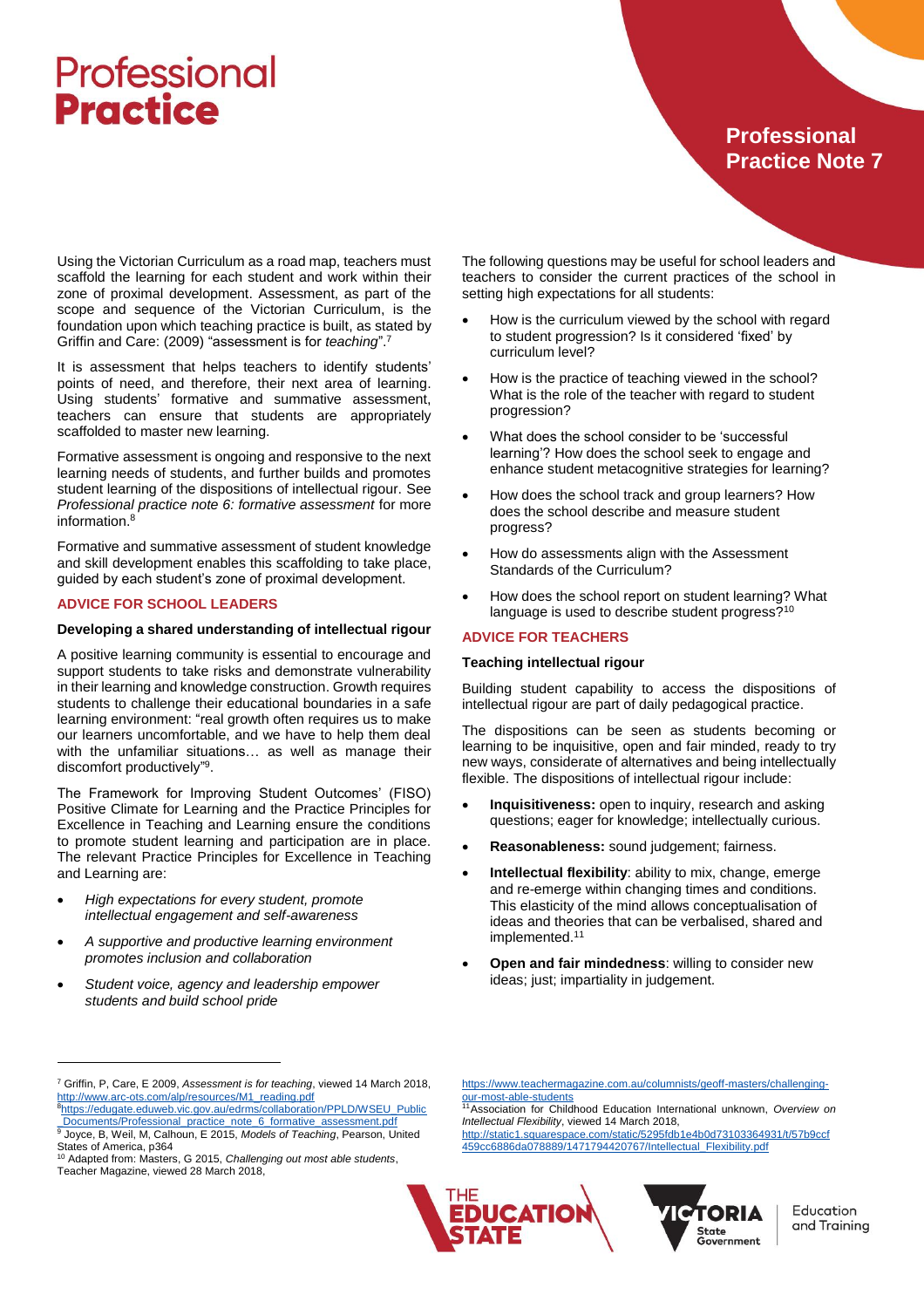Using the Victorian Curriculum as a road map, teachers must scaffold the learning for each student and work within their zone of proximal development. Assessment, as part of the scope and sequence of the Victorian Curriculum, is the foundation upon which teaching practice is built, as stated by Griffin and Care: (2009) "assessment is for *teaching*".[7]

It is assessment that helps teachers to identify students' points of need, and therefore, their next area of learning. Using students' formative and summative assessment, teachers can ensure that students are appropriately scaffolded to master new learning.

Formative assessment is ongoing and responsive to the next learning needs of students, and further builds and promotes student learning of the dispositions of intellectual rigour. See *Professional practice note 6: formative assessment* for more information.[8]

Formative and summative assessment of student knowledge and skill development enables this scaffolding to take place, guided by each student's zone of proximal development.

## ADVICE FOR SCHOOL LEADERS

### Developing a shared understanding of intellectual rigour

A positive learning community is essential to encourage and support students to take risks and demonstrate vulnerability in their learning and knowledge construction. Growth requires students to challenge their educational boundaries in a safe learning environment: "real growth often requires us to make our learners uncomfortable, and we have to help them deal with the unfamiliar situations… as well as manage their discomfort productively"[9].

The Framework for Improving Student Outcomes' (FISO) Positive Climate for Learning and the Practice Principles for Excellence in Teaching and Learning ensure the conditions to promote student learning and participation are in place. The relevant Practice Principles for Excellence in Teaching and Learning are:

- *High expectations for every student, promote intellectual engagement and self-awareness*
- *A supportive and productive learning environment promotes inclusion and collaboration*
- *Student voice, agency and leadership empower students and build school pride*

The following questions may be useful for school leaders and teachers to consider the current practices of the school in setting high expectations for all students:

- How is the curriculum viewed by the school with regard to student progression? Is it considered 'fixed' by curriculum level?
- How is the practice of teaching viewed in the school? What is the role of the teacher with regard to student progression?
- What does the school consider to be 'successful learning'? How does the school seek to engage and enhance student metacognitive strategies for learning?
- How does the school track and group learners? How does the school describe and measure student progress?
- How do assessments align with the Assessment Standards of the Curriculum?
- How does the school report on student learning? What language is used to describe student progress?[10]

## ADVICE FOR TEACHERS

### Teaching intellectual rigour

Building student capability to access the dispositions of intellectual rigour are part of daily pedagogical practice.

The dispositions can be seen as students becoming or learning to be inquisitive, open and fair minded, ready to try new ways, considerate of alternatives and being intellectually flexible. The dispositions of intellectual rigour include:

- **Inquisitiveness:** open to inquiry, research and asking questions; eager for knowledge; intellectually curious.
- **Reasonableness:** sound judgement; fairness.
- **Intellectual flexibility**: ability to mix, change, emerge and re-emerge within changing times and conditions. This elasticity of the mind allows conceptualisation of ideas and theories that can be verbalised, shared and implemented.[11]
- **Open and fair mindedness**: willing to consider new ideas; just; impartiality in judgement.

---

[7] Griffin, P, Care, E 2009, *Assessment is for teaching*, viewed 14 March 2018, http://www.arc-ots.com/alp/resources/M1_reading.pdf
[8] https://edugate.eduweb.vic.gov.au/edrms/collaboration/PPLD/WSEU_Public_Documents/Professional_practice_note_6_formative_assessment.pdf
[9] Joyce, B, Weil, M, Calhoun, E 2015, *Models of Teaching*, Pearson, United States of America, p364
[10] Adapted from: Masters, G 2015, *Challenging out most able students*, Teacher Magazine, viewed 28 March 2018, https://www.teachermagazine.com.au/columnists/geoff-masters/challenging-our-most-able-students
[11] Association for Childhood Education International unknown, *Overview on Intellectual Flexibility*, viewed 14 March 2018, http://static1.squarespace.com/static/5295fdb1e4b0d73103364931/t/57b9ccf459cc6886da078889/1471794420767/Intellectual_Flexibility.pdf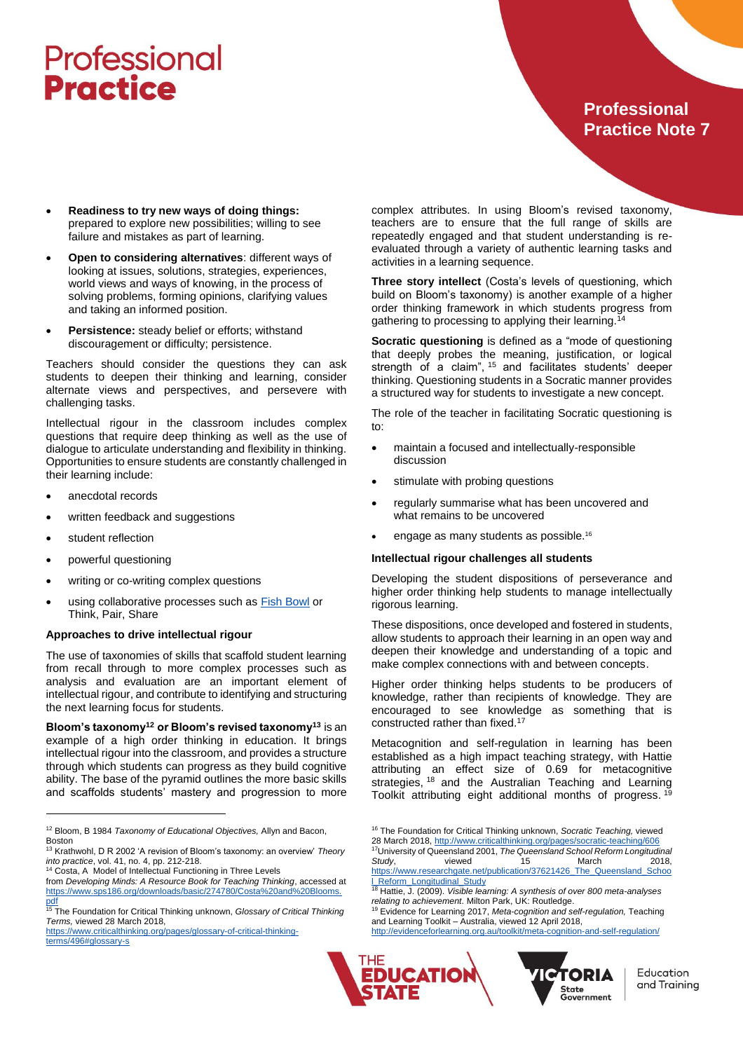- **Readiness to try new ways of doing things:** prepared to explore new possibilities; willing to see failure and mistakes as part of learning.
- **Open to considering alternatives**: different ways of looking at issues, solutions, strategies, experiences, world views and ways of knowing, in the process of solving problems, forming opinions, clarifying values and taking an informed position.
- **Persistence:** steady belief or efforts; withstand discouragement or difficulty; persistence.

Teachers should consider the questions they can ask students to deepen their thinking and learning, consider alternate views and perspectives, and persevere with challenging tasks.

Intellectual rigour in the classroom includes complex questions that require deep thinking as well as the use of dialogue to articulate understanding and flexibility in thinking. Opportunities to ensure students are constantly challenged in their learning include:

- anecdotal records
- written feedback and suggestions
- student reflection
- powerful questioning
- writing or co-writing complex questions
- using collaborative processes such as [Fish Bowl] or Think, Pair, Share

### Approaches to drive intellectual rigour

The use of taxonomies of skills that scaffold student learning from recall through to more complex processes such as analysis and evaluation are an important element of intellectual rigour, and contribute to identifying and structuring the next learning focus for students.

**Bloom's taxonomy[12] or Bloom's revised taxonomy[13]** is an example of a high order thinking in education. It brings intellectual rigour into the classroom, and provides a structure through which students can progress as they build cognitive ability. The base of the pyramid outlines the more basic skills and scaffolds students' mastery and progression to more complex attributes. In using Bloom's revised taxonomy, teachers are to ensure that the full range of skills are repeatedly engaged and that student understanding is re-evaluated through a variety of authentic learning tasks and activities in a learning sequence.

**Three story intellect** (Costa's levels of questioning, which build on Bloom's taxonomy) is another example of a higher order thinking framework in which students progress from gathering to processing to applying their learning.[14]

**Socratic questioning** is defined as a "mode of questioning that deeply probes the meaning, justification, or logical strength of a claim", [15] and facilitates students' deeper thinking. Questioning students in a Socratic manner provides a structured way for students to investigate a new concept.

The role of the teacher in facilitating Socratic questioning is to:

- maintain a focused and intellectually-responsible discussion
- stimulate with probing questions
- regularly summarise what has been uncovered and what remains to be uncovered
- engage as many students as possible.[16]

### Intellectual rigour challenges all students

Developing the student dispositions of perseverance and higher order thinking help students to manage intellectually rigorous learning.

These dispositions, once developed and fostered in students, allow students to approach their learning in an open way and deepen their knowledge and understanding of a topic and make complex connections with and between concepts.

Higher order thinking helps students to be producers of knowledge, rather than recipients of knowledge. They are encouraged to see knowledge as something that is constructed rather than fixed.[17]

Metacognition and self-regulation in learning has been established as a high impact teaching strategy, with Hattie attributing an effect size of 0.69 for metacognitive strategies, [18] and the Australian Teaching and Learning Toolkit attributing eight additional months of progress. [19]

---

[12] Bloom, B 1984 *Taxonomy of Educational Objectives,* Allyn and Bacon, Boston

[13] Krathwohl, D R 2002 'A revision of Bloom's taxonomy: an overview' *Theory into practice*, vol. 41, no. 4, pp. 212-218.

[14] Costa, A Model of Intellectual Functioning in Three Levels from *Developing Minds: A Resource Book for Teaching Thinking*, accessed at https://www.sps186.org/downloads/basic/274780/Costa%20and%20Blooms.pdf

[15] The Foundation for Critical Thinking unknown, *Glossary of Critical Thinking Terms,* viewed 28 March 2018, https://www.criticalthinking.org/pages/glossary-of-critical-thinking-terms/496#glossary-s

[16] The Foundation for Critical Thinking unknown, *Socratic Teaching,* viewed 28 March 2018, http://www.criticalthinking.org/pages/socratic-teaching/606

[17] University of Queensland 2001, *The Queensland School Reform Longitudinal Study*, viewed 15 March 2018, https://www.researchgate.net/publication/37621426_The_Queensland_School_Reform_Longitudinal_Study

[18] Hattie, J. (2009). *Visible learning: A synthesis of over 800 meta-analyses relating to achievement.* Milton Park, UK: Routledge.

[19] Evidence for Learning 2017, *Meta-cognition and self-regulation,* Teaching and Learning Toolkit – Australia, viewed 12 April 2018, http://evidenceforlearning.org.au/toolkit/meta-cognition-and-self-regulation/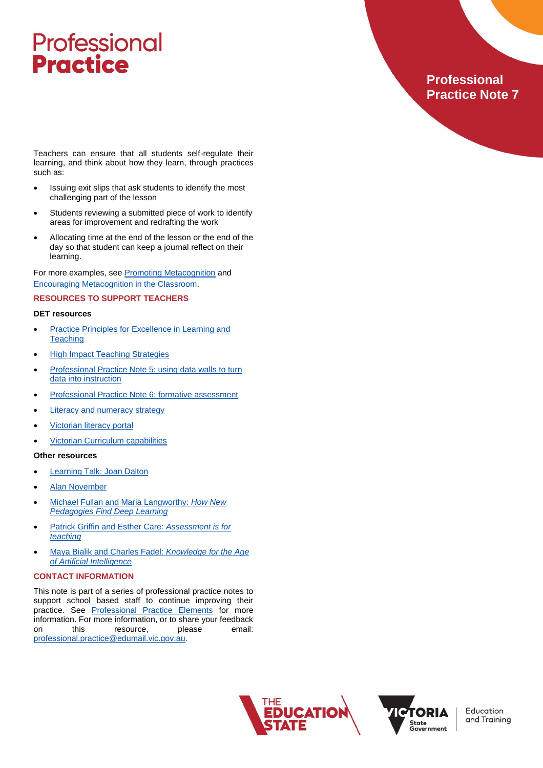Teachers can ensure that all students self-regulate their learning, and think about how they learn, through practices such as:

- Issuing exit slips that ask students to identify the most challenging part of the lesson
- Students reviewing a submitted piece of work to identify areas for improvement and redrafting the work
- Allocating time at the end of the lesson or the end of the day so that student can keep a journal reflect on their learning.

For more examples, see Promoting Metacognition and Encouraging Metacognition in the Classroom.

## RESOURCES TO SUPPORT TEACHERS

### DET resources

- Practice Principles for Excellence in Learning and Teaching
- High Impact Teaching Strategies
- Professional Practice Note 5: using data walls to turn data into instruction
- Professional Practice Note 6: formative assessment
- Literacy and numeracy strategy
- Victorian literacy portal
- Victorian Curriculum capabilities

### Other resources

- Learning Talk: Joan Dalton
- Alan November
- Michael Fullan and Maria Langworthy: *How New Pedagogies Find Deep Learning*
- Patrick Griffin and Esther Care: *Assessment is for teaching*
- Maya Bialik and Charles Fadel: *Knowledge for the Age of Artificial Intelligence*

## CONTACT INFORMATION

This note is part of a series of professional practice notes to support school based staff to continue improving their practice. See Professional Practice Elements for more information. For more information, or to share your feedback on this resource, please email: professional.practice@edumail.vic.gov.au.